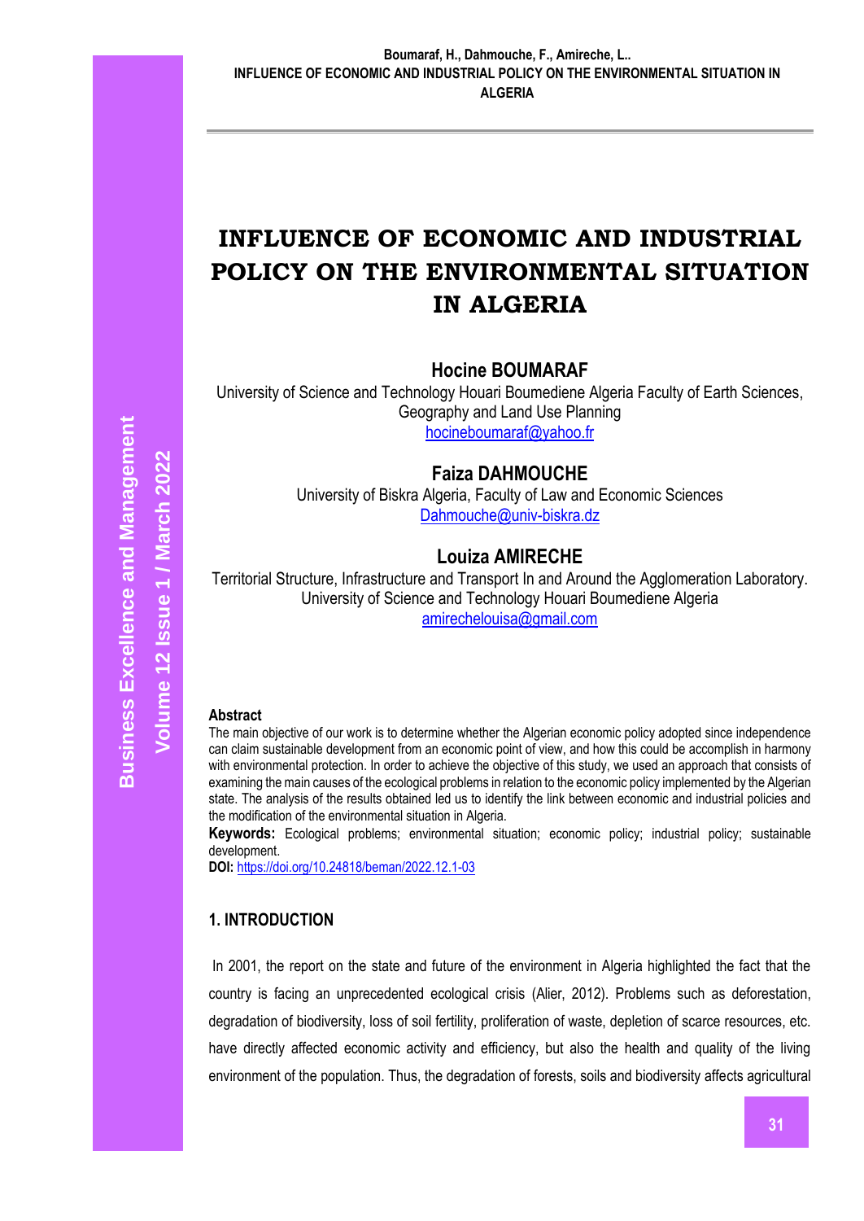# INFLUENCE OF ECONOMIC AND INDUSTRIAL POLICY ON THE ENVIRONMENTAL SITUATION IN ALGERIA

**Hocine BOUMARAF**

University of Science and Technology Houari Boumediene Algeria Faculty of Earth Sciences, Geography and Land Use Planning

hocineboumaraf@yahoo.fr

**Faiza DAHMOUCHE**

University of Biskra Algeria, Faculty of Law and Economic Sciences

Dahmouche@univ-biskra.dz

**Louiza AMIRECHE**

Territorial Structure, Infrastructure and Transport In and Around the Agglomeration Laboratory. University of Science and Technology Houari Boumediene Algeria

amirechelouisa@gmail.com

**Abstract**

The main objective of our work is to determine whether the Algerian economic policy adopted since independence can claim sustainable development from an economic point of view, and how this could be accomplish in harmony with environmental protection. In order to achieve the objective of this study, we used an approach that consists of examining the main causes of the ecological problems in relation to the economic policy implemented by the Algerian state. The analysis of the results obtained led us to identify the link between economic and industrial policies and the modification of the environmental situation in Algeria.

**Keywords:** Ecological problems; environmental situation; economic policy; industrial policy; sustainable development.

**DOI:** https://doi.org/10.24818/beman/2022.12.1-03

## 1. INTRODUCTION

In 2001, the report on the state and future of the environment in Algeria highlighted the fact that the country is facing an unprecedented ecological crisis (Alier, 2012). Problems such as deforestation, degradation of biodiversity, loss of soil fertility, proliferation of waste, depletion of scarce resources, etc. have directly affected economic activity and efficiency, but also the health and quality of the living environment of the population. Thus, the degradation of forests, soils and biodiversity affects agricultural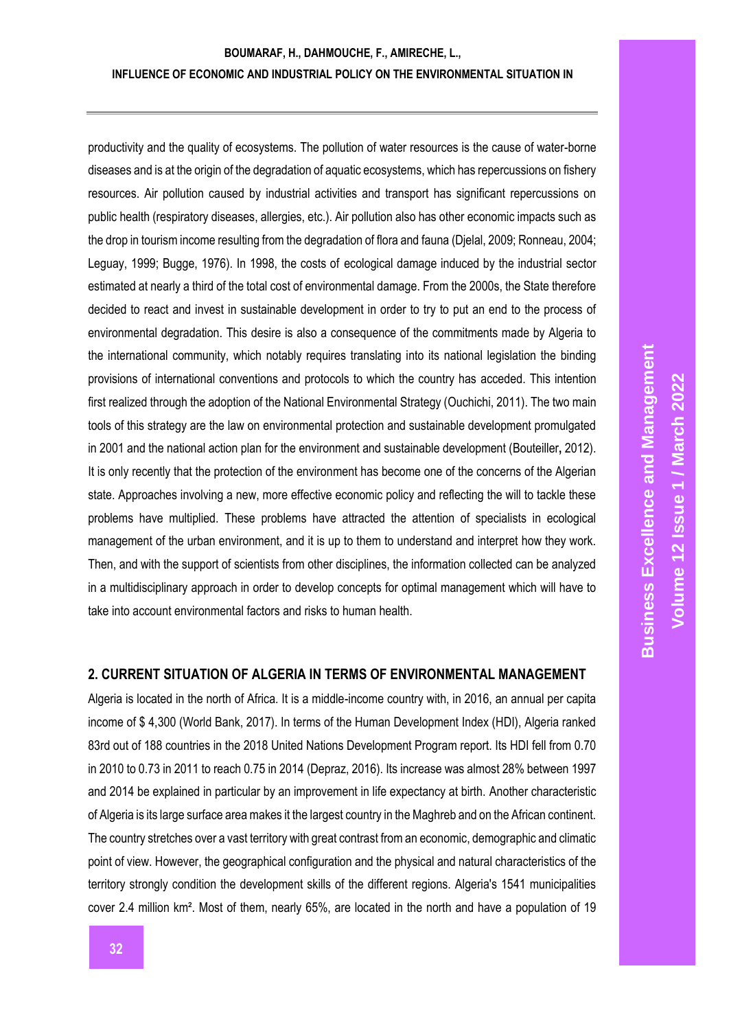productivity and the quality of ecosystems. The pollution of water resources is the cause of water-borne diseases and is at the origin of the degradation of aquatic ecosystems, which has repercussions on fishery resources. Air pollution caused by industrial activities and transport has significant repercussions on public health (respiratory diseases, allergies, etc.). Air pollution also has other economic impacts such as the drop in tourism income resulting from the degradation of flora and fauna (Djelal, 2009; Ronneau, 2004; Leguay, 1999; Bugge, 1976). In 1998, the costs of ecological damage induced by the industrial sector estimated at nearly a third of the total cost of environmental damage. From the 2000s, the State therefore decided to react and invest in sustainable development in order to try to put an end to the process of environmental degradation. This desire is also a consequence of the commitments made by Algeria to the international community, which notably requires translating into its national legislation the binding provisions of international conventions and protocols to which the country has acceded. This intention first realized through the adoption of the National Environmental Strategy (Ouchichi, 2011). The two main tools of this strategy are the law on environmental protection and sustainable development promulgated in 2001 and the national action plan for the environment and sustainable development (Bouteiller**,** 2012). It is only recently that the protection of the environment has become one of the concerns of the Algerian state. Approaches involving a new, more effective economic policy and reflecting the will to tackle these problems have multiplied. These problems have attracted the attention of specialists in ecological management of the urban environment, and it is up to them to understand and interpret how they work. Then, and with the support of scientists from other disciplines, the information collected can be analyzed in a multidisciplinary approach in order to develop concepts for optimal management which will have to take into account environmental factors and risks to human health.

## 2. CURRENT SITUATION OF ALGERIA IN TERMS OF ENVIRONMENTAL MANAGEMENT

Algeria is located in the north of Africa. It is a middle-income country with, in 2016, an annual per capita income of $ 4,300 (World Bank, 2017). In terms of the Human Development Index (HDI), Algeria ranked 83rd out of 188 countries in the 2018 United Nations Development Program report. Its HDI fell from 0.70 in 2010 to 0.73 in 2011 to reach 0.75 in 2014 (Depraz, 2016). Its increase was almost 28% between 1997 and 2014 be explained in particular by an improvement in life expectancy at birth. Another characteristic of Algeria is its large surface area makes it the largest country in the Maghreb and on the African continent. The country stretches over a vast territory with great contrast from an economic, demographic and climatic point of view. However, the geographical configuration and the physical and natural characteristics of the territory strongly condition the development skills of the different regions. Algeria's 1541 municipalities cover 2.4 million km². Most of them, nearly 65%, are located in the north and have a population of 19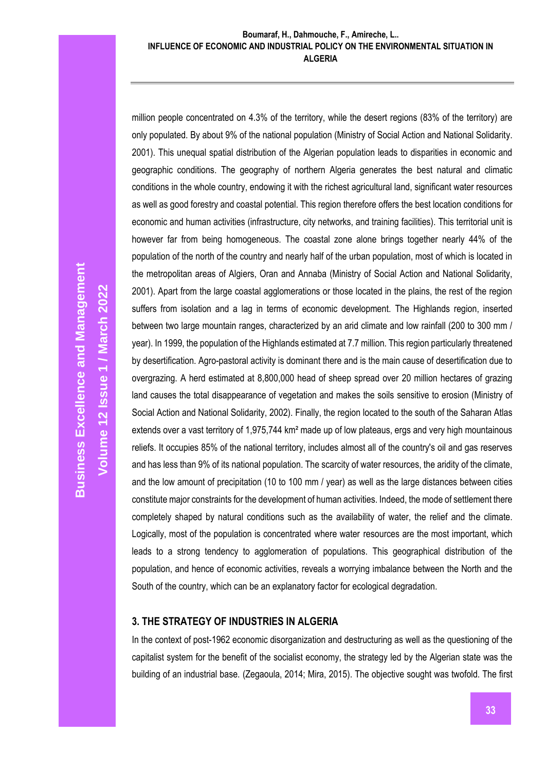million people concentrated on 4.3% of the territory, while the desert regions (83% of the territory) are only populated. By about 9% of the national population (Ministry of Social Action and National Solidarity. 2001). This unequal spatial distribution of the Algerian population leads to disparities in economic and geographic conditions. The geography of northern Algeria generates the best natural and climatic conditions in the whole country, endowing it with the richest agricultural land, significant water resources as well as good forestry and coastal potential. This region therefore offers the best location conditions for economic and human activities (infrastructure, city networks, and training facilities). This territorial unit is however far from being homogeneous. The coastal zone alone brings together nearly 44% of the population of the north of the country and nearly half of the urban population, most of which is located in the metropolitan areas of Algiers, Oran and Annaba (Ministry of Social Action and National Solidarity, 2001). Apart from the large coastal agglomerations or those located in the plains, the rest of the region suffers from isolation and a lag in terms of economic development. The Highlands region, inserted between two large mountain ranges, characterized by an arid climate and low rainfall (200 to 300 mm / year). In 1999, the population of the Highlands estimated at 7.7 million. This region particularly threatened by desertification. Agro-pastoral activity is dominant there and is the main cause of desertification due to overgrazing. A herd estimated at 8,800,000 head of sheep spread over 20 million hectares of grazing land causes the total disappearance of vegetation and makes the soils sensitive to erosion (Ministry of Social Action and National Solidarity, 2002). Finally, the region located to the south of the Saharan Atlas extends over a vast territory of 1,975,744 km² made up of low plateaus, ergs and very high mountainous reliefs. It occupies 85% of the national territory, includes almost all of the country's oil and gas reserves and has less than 9% of its national population. The scarcity of water resources, the aridity of the climate, and the low amount of precipitation (10 to 100 mm / year) as well as the large distances between cities constitute major constraints for the development of human activities. Indeed, the mode of settlement there completely shaped by natural conditions such as the availability of water, the relief and the climate. Logically, most of the population is concentrated where water resources are the most important, which leads to a strong tendency to agglomeration of populations. This geographical distribution of the population, and hence of economic activities, reveals a worrying imbalance between the North and the South of the country, which can be an explanatory factor for ecological degradation.

## 3. THE STRATEGY OF INDUSTRIES IN ALGERIA

In the context of post-1962 economic disorganization and destructuring as well as the questioning of the capitalist system for the benefit of the socialist economy, the strategy led by the Algerian state was the building of an industrial base. (Zegaoula, 2014; Mira, 2015). The objective sought was twofold. The first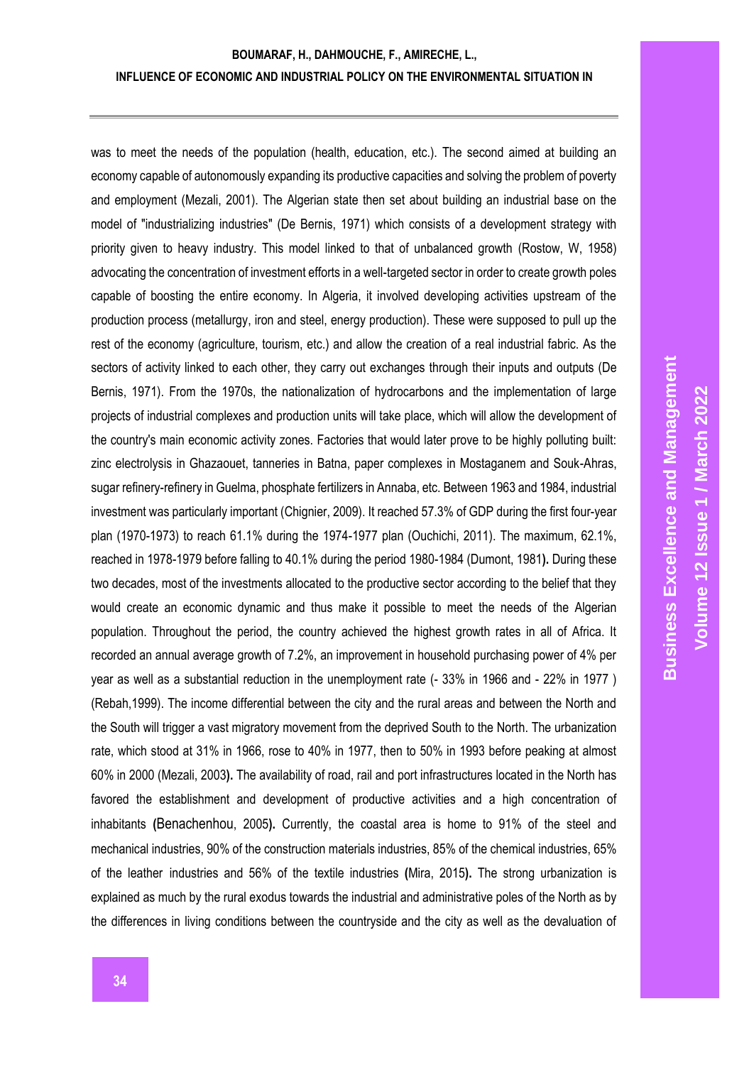was to meet the needs of the population (health, education, etc.). The second aimed at building an economy capable of autonomously expanding its productive capacities and solving the problem of poverty and employment (Mezali, 2001). The Algerian state then set about building an industrial base on the model of "industrializing industries" (De Bernis, 1971) which consists of a development strategy with priority given to heavy industry. This model linked to that of unbalanced growth (Rostow, W, 1958) advocating the concentration of investment efforts in a well-targeted sector in order to create growth poles capable of boosting the entire economy. In Algeria, it involved developing activities upstream of the production process (metallurgy, iron and steel, energy production). These were supposed to pull up the rest of the economy (agriculture, tourism, etc.) and allow the creation of a real industrial fabric. As the sectors of activity linked to each other, they carry out exchanges through their inputs and outputs (De Bernis, 1971). From the 1970s, the nationalization of hydrocarbons and the implementation of large projects of industrial complexes and production units will take place, which will allow the development of the country's main economic activity zones. Factories that would later prove to be highly polluting built: zinc electrolysis in Ghazaouet, tanneries in Batna, paper complexes in Mostaganem and Souk-Ahras, sugar refinery-refinery in Guelma, phosphate fertilizers in Annaba, etc. Between 1963 and 1984, industrial investment was particularly important (Chignier, 2009). It reached 57.3% of GDP during the first four-year plan (1970-1973) to reach 61.1% during the 1974-1977 plan (Ouchichi, 2011). The maximum, 62.1%, reached in 1978-1979 before falling to 40.1% during the period 1980-1984 (Dumont, 1981**).** During these two decades, most of the investments allocated to the productive sector according to the belief that they would create an economic dynamic and thus make it possible to meet the needs of the Algerian population. Throughout the period, the country achieved the highest growth rates in all of Africa. It recorded an annual average growth of 7.2%, an improvement in household purchasing power of 4% per year as well as a substantial reduction in the unemployment rate (- 33% in 1966 and - 22% in 1977 ) (Rebah,1999). The income differential between the city and the rural areas and between the North and the South will trigger a vast migratory movement from the deprived South to the North. The urbanization rate, which stood at 31% in 1966, rose to 40% in 1977, then to 50% in 1993 before peaking at almost 60% in 2000 (Mezali, 2003**).** The availability of road, rail and port infrastructures located in the North has favored the establishment and development of productive activities and a high concentration of inhabitants **(**Benachenhou, 2005**).** Currently, the coastal area is home to 91% of the steel and mechanical industries, 90% of the construction materials industries, 85% of the chemical industries, 65% of the leather industries and 56% of the textile industries **(**Mira, 2015**).** The strong urbanization is explained as much by the rural exodus towards the industrial and administrative poles of the North as by the differences in living conditions between the countryside and the city as well as the devaluation of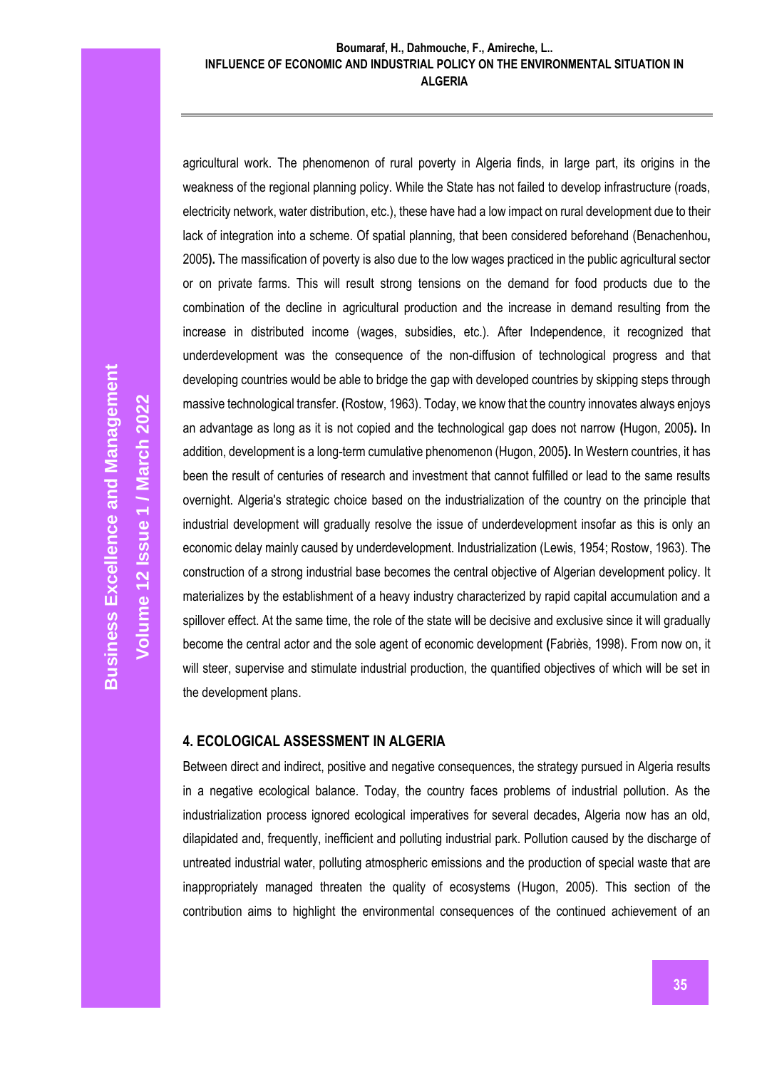agricultural work. The phenomenon of rural poverty in Algeria finds, in large part, its origins in the weakness of the regional planning policy. While the State has not failed to develop infrastructure (roads, electricity network, water distribution, etc.), these have had a low impact on rural development due to their lack of integration into a scheme. Of spatial planning, that been considered beforehand (Benachenhou, 2005). The massification of poverty is also due to the low wages practiced in the public agricultural sector or on private farms. This will result strong tensions on the demand for food products due to the combination of the decline in agricultural production and the increase in demand resulting from the increase in distributed income (wages, subsidies, etc.). After Independence, it recognized that underdevelopment was the consequence of the non-diffusion of technological progress and that developing countries would be able to bridge the gap with developed countries by skipping steps through massive technological transfer. (Rostow, 1963). Today, we know that the country innovates always enjoys an advantage as long as it is not copied and the technological gap does not narrow (Hugon, 2005). In addition, development is a long-term cumulative phenomenon (Hugon, 2005). In Western countries, it has been the result of centuries of research and investment that cannot fulfilled or lead to the same results overnight. Algeria's strategic choice based on the industrialization of the country on the principle that industrial development will gradually resolve the issue of underdevelopment insofar as this is only an economic delay mainly caused by underdevelopment. Industrialization (Lewis, 1954; Rostow, 1963). The construction of a strong industrial base becomes the central objective of Algerian development policy. It materializes by the establishment of a heavy industry characterized by rapid capital accumulation and a spillover effect. At the same time, the role of the state will be decisive and exclusive since it will gradually become the central actor and the sole agent of economic development (Fabriès, 1998). From now on, it will steer, supervise and stimulate industrial production, the quantified objectives of which will be set in the development plans.

## 4. ECOLOGICAL ASSESSMENT IN ALGERIA

Between direct and indirect, positive and negative consequences, the strategy pursued in Algeria results in a negative ecological balance. Today, the country faces problems of industrial pollution. As the industrialization process ignored ecological imperatives for several decades, Algeria now has an old, dilapidated and, frequently, inefficient and polluting industrial park. Pollution caused by the discharge of untreated industrial water, polluting atmospheric emissions and the production of special waste that are inappropriately managed threaten the quality of ecosystems (Hugon, 2005). This section of the contribution aims to highlight the environmental consequences of the continued achievement of an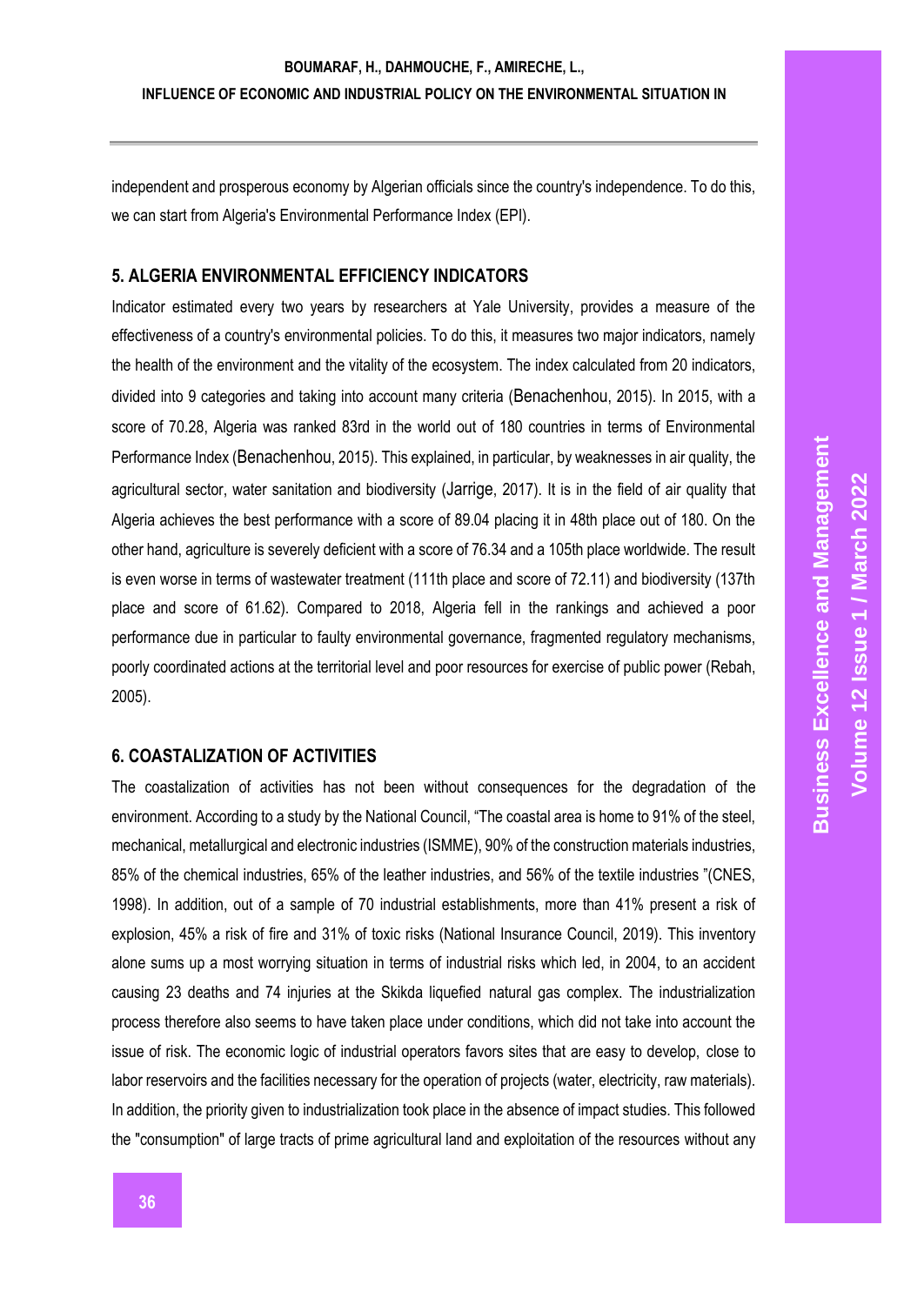independent and prosperous economy by Algerian officials since the country's independence. To do this, we can start from Algeria's Environmental Performance Index (EPI).

## 5. ALGERIA ENVIRONMENTAL EFFICIENCY INDICATORS

Indicator estimated every two years by researchers at Yale University, provides a measure of the effectiveness of a country's environmental policies. To do this, it measures two major indicators, namely the health of the environment and the vitality of the ecosystem. The index calculated from 20 indicators, divided into 9 categories and taking into account many criteria (Benachenhou, 2015). In 2015, with a score of 70.28, Algeria was ranked 83rd in the world out of 180 countries in terms of Environmental Performance Index (Benachenhou, 2015). This explained, in particular, by weaknesses in air quality, the agricultural sector, water sanitation and biodiversity (Jarrige, 2017). It is in the field of air quality that Algeria achieves the best performance with a score of 89.04 placing it in 48th place out of 180. On the other hand, agriculture is severely deficient with a score of 76.34 and a 105th place worldwide. The result is even worse in terms of wastewater treatment (111th place and score of 72.11) and biodiversity (137th place and score of 61.62). Compared to 2018, Algeria fell in the rankings and achieved a poor performance due in particular to faulty environmental governance, fragmented regulatory mechanisms, poorly coordinated actions at the territorial level and poor resources for exercise of public power (Rebah, 2005).

## 6. COASTALIZATION OF ACTIVITIES

The coastalization of activities has not been without consequences for the degradation of the environment. According to a study by the National Council, "The coastal area is home to 91% of the steel, mechanical, metallurgical and electronic industries (ISMME), 90% of the construction materials industries, 85% of the chemical industries, 65% of the leather industries, and 56% of the textile industries "(CNES, 1998). In addition, out of a sample of 70 industrial establishments, more than 41% present a risk of explosion, 45% a risk of fire and 31% of toxic risks (National Insurance Council, 2019). This inventory alone sums up a most worrying situation in terms of industrial risks which led, in 2004, to an accident causing 23 deaths and 74 injuries at the Skikda liquefied natural gas complex. The industrialization process therefore also seems to have taken place under conditions, which did not take into account the issue of risk. The economic logic of industrial operators favors sites that are easy to develop, close to labor reservoirs and the facilities necessary for the operation of projects (water, electricity, raw materials). In addition, the priority given to industrialization took place in the absence of impact studies. This followed the "consumption" of large tracts of prime agricultural land and exploitation of the resources without any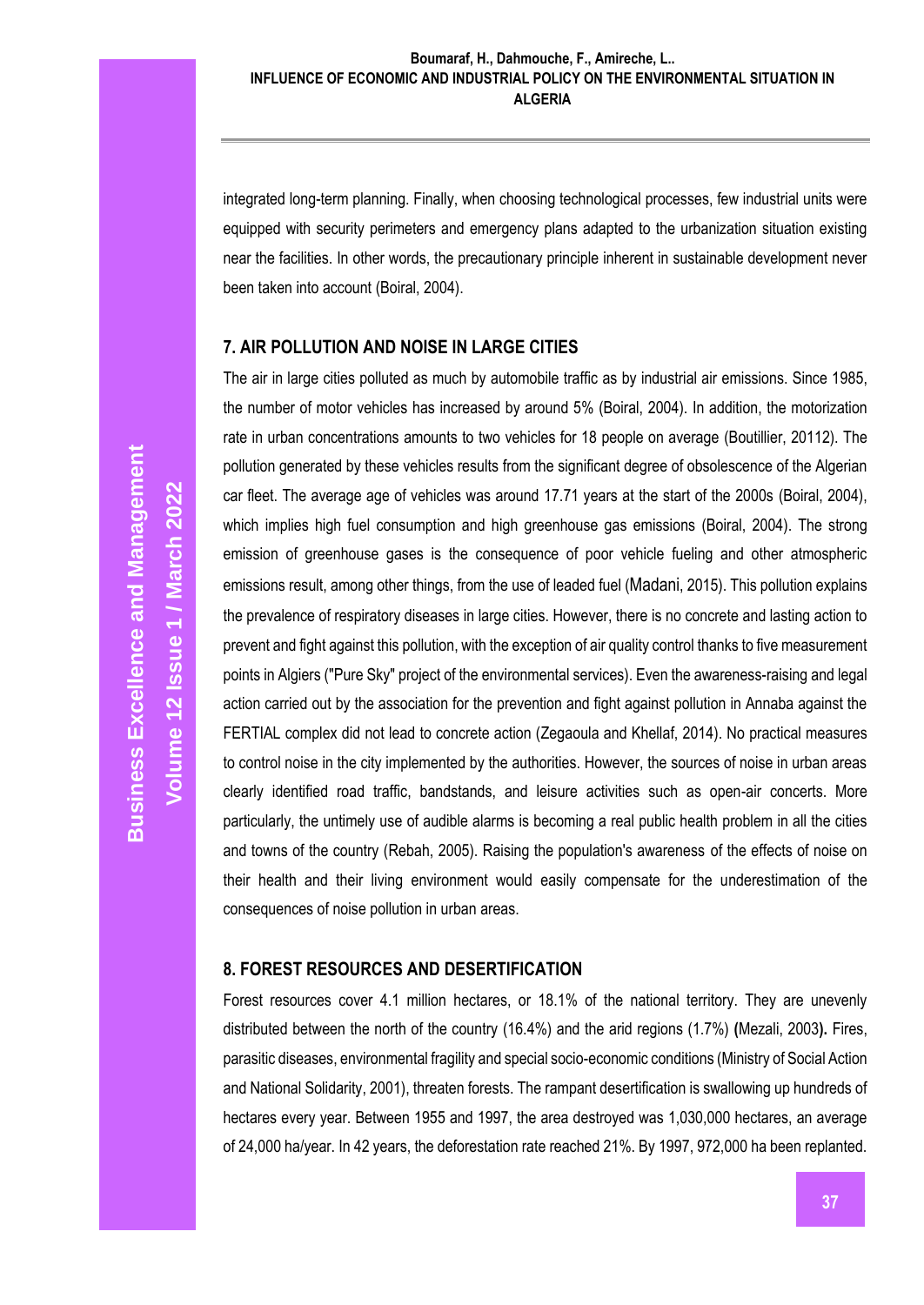integrated long-term planning. Finally, when choosing technological processes, few industrial units were equipped with security perimeters and emergency plans adapted to the urbanization situation existing near the facilities. In other words, the precautionary principle inherent in sustainable development never been taken into account (Boiral, 2004).

## 7. AIR POLLUTION AND NOISE IN LARGE CITIES

The air in large cities polluted as much by automobile traffic as by industrial air emissions. Since 1985, the number of motor vehicles has increased by around 5% (Boiral, 2004). In addition, the motorization rate in urban concentrations amounts to two vehicles for 18 people on average (Boutillier, 20112). The pollution generated by these vehicles results from the significant degree of obsolescence of the Algerian car fleet. The average age of vehicles was around 17.71 years at the start of the 2000s (Boiral, 2004), which implies high fuel consumption and high greenhouse gas emissions (Boiral, 2004). The strong emission of greenhouse gases is the consequence of poor vehicle fueling and other atmospheric emissions result, among other things, from the use of leaded fuel (Madani, 2015). This pollution explains the prevalence of respiratory diseases in large cities. However, there is no concrete and lasting action to prevent and fight against this pollution, with the exception of air quality control thanks to five measurement points in Algiers ("Pure Sky" project of the environmental services). Even the awareness-raising and legal action carried out by the association for the prevention and fight against pollution in Annaba against the FERTIAL complex did not lead to concrete action (Zegaoula and Khellaf, 2014). No practical measures to control noise in the city implemented by the authorities. However, the sources of noise in urban areas clearly identified road traffic, bandstands, and leisure activities such as open-air concerts. More particularly, the untimely use of audible alarms is becoming a real public health problem in all the cities and towns of the country (Rebah, 2005). Raising the population's awareness of the effects of noise on their health and their living environment would easily compensate for the underestimation of the consequences of noise pollution in urban areas.

## 8. FOREST RESOURCES AND DESERTIFICATION

Forest resources cover 4.1 million hectares, or 18.1% of the national territory. They are unevenly distributed between the north of the country (16.4%) and the arid regions (1.7%) **(**Mezali, 2003**).** Fires, parasitic diseases, environmental fragility and special socio-economic conditions (Ministry of Social Action and National Solidarity, 2001), threaten forests. The rampant desertification is swallowing up hundreds of hectares every year. Between 1955 and 1997, the area destroyed was 1,030,000 hectares, an average of 24,000 ha/year. In 42 years, the deforestation rate reached 21%. By 1997, 972,000 ha been replanted.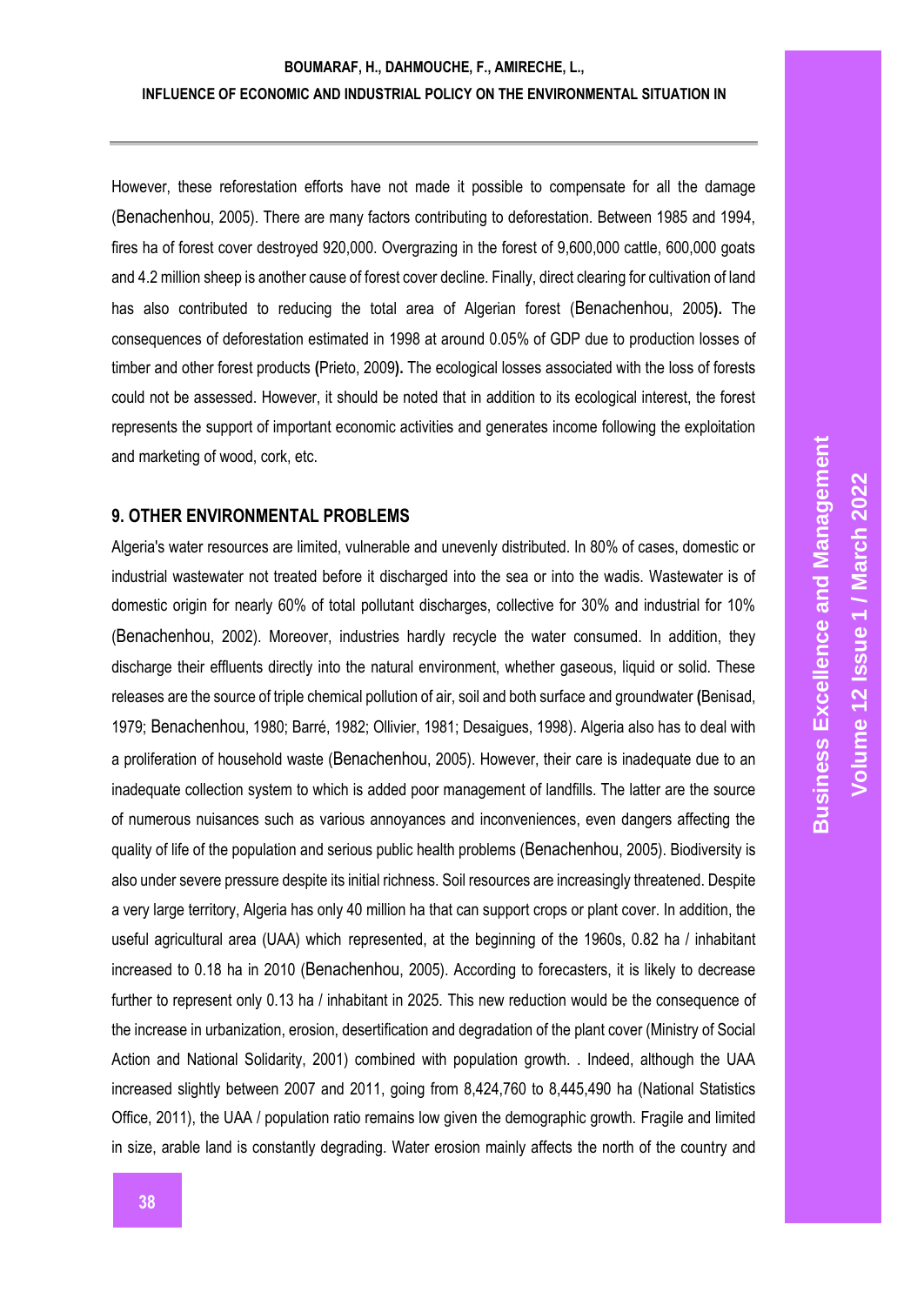However, these reforestation efforts have not made it possible to compensate for all the damage (Benachenhou, 2005). There are many factors contributing to deforestation. Between 1985 and 1994, fires ha of forest cover destroyed 920,000. Overgrazing in the forest of 9,600,000 cattle, 600,000 goats and 4.2 million sheep is another cause of forest cover decline. Finally, direct clearing for cultivation of land has also contributed to reducing the total area of Algerian forest (Benachenhou, 2005**).** The consequences of deforestation estimated in 1998 at around 0.05% of GDP due to production losses of timber and other forest products **(**Prieto, 2009**).** The ecological losses associated with the loss of forests could not be assessed. However, it should be noted that in addition to its ecological interest, the forest represents the support of important economic activities and generates income following the exploitation and marketing of wood, cork, etc.

## 9. OTHER ENVIRONMENTAL PROBLEMS

Algeria's water resources are limited, vulnerable and unevenly distributed. In 80% of cases, domestic or industrial wastewater not treated before it discharged into the sea or into the wadis. Wastewater is of domestic origin for nearly 60% of total pollutant discharges, collective for 30% and industrial for 10% (Benachenhou, 2002). Moreover, industries hardly recycle the water consumed. In addition, they discharge their effluents directly into the natural environment, whether gaseous, liquid or solid. These releases are the source of triple chemical pollution of air, soil and both surface and groundwater **(**Benisad, 1979; Benachenhou, 1980; Barré, 1982; Ollivier, 1981; Desaigues, 1998). Algeria also has to deal with a proliferation of household waste (Benachenhou, 2005). However, their care is inadequate due to an inadequate collection system to which is added poor management of landfills. The latter are the source of numerous nuisances such as various annoyances and inconveniences, even dangers affecting the quality of life of the population and serious public health problems (Benachenhou, 2005). Biodiversity is also under severe pressure despite its initial richness. Soil resources are increasingly threatened. Despite a very large territory, Algeria has only 40 million ha that can support crops or plant cover. In addition, the useful agricultural area (UAA) which represented, at the beginning of the 1960s, 0.82 ha / inhabitant increased to 0.18 ha in 2010 (Benachenhou, 2005). According to forecasters, it is likely to decrease further to represent only 0.13 ha / inhabitant in 2025. This new reduction would be the consequence of the increase in urbanization, erosion, desertification and degradation of the plant cover (Ministry of Social Action and National Solidarity, 2001) combined with population growth. . Indeed, although the UAA increased slightly between 2007 and 2011, going from 8,424,760 to 8,445,490 ha (National Statistics Office, 2011), the UAA / population ratio remains low given the demographic growth. Fragile and limited in size, arable land is constantly degrading. Water erosion mainly affects the north of the country and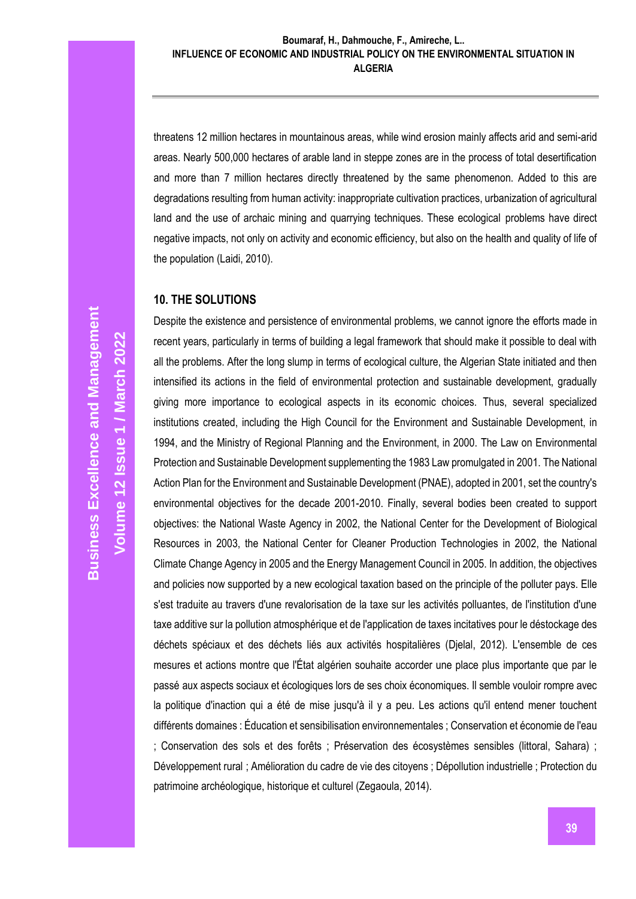threatens 12 million hectares in mountainous areas, while wind erosion mainly affects arid and semi-arid areas. Nearly 500,000 hectares of arable land in steppe zones are in the process of total desertification and more than 7 million hectares directly threatened by the same phenomenon. Added to this are degradations resulting from human activity: inappropriate cultivation practices, urbanization of agricultural land and the use of archaic mining and quarrying techniques. These ecological problems have direct negative impacts, not only on activity and economic efficiency, but also on the health and quality of life of the population (Laidi, 2010).

## 10. THE SOLUTIONS

Despite the existence and persistence of environmental problems, we cannot ignore the efforts made in recent years, particularly in terms of building a legal framework that should make it possible to deal with all the problems. After the long slump in terms of ecological culture, the Algerian State initiated and then intensified its actions in the field of environmental protection and sustainable development, gradually giving more importance to ecological aspects in its economic choices. Thus, several specialized institutions created, including the High Council for the Environment and Sustainable Development, in 1994, and the Ministry of Regional Planning and the Environment, in 2000. The Law on Environmental Protection and Sustainable Development supplementing the 1983 Law promulgated in 2001. The National Action Plan for the Environment and Sustainable Development (PNAE), adopted in 2001, set the country's environmental objectives for the decade 2001-2010. Finally, several bodies been created to support objectives: the National Waste Agency in 2002, the National Center for the Development of Biological Resources in 2003, the National Center for Cleaner Production Technologies in 2002, the National Climate Change Agency in 2005 and the Energy Management Council in 2005. In addition, the objectives and policies now supported by a new ecological taxation based on the principle of the polluter pays. Elle s'est traduite au travers d'une revalorisation de la taxe sur les activités polluantes, de l'institution d'une taxe additive sur la pollution atmosphérique et de l'application de taxes incitatives pour le déstockage des déchets spéciaux et des déchets liés aux activités hospitalières (Djelal, 2012). L'ensemble de ces mesures et actions montre que l'État algérien souhaite accorder une place plus importante que par le passé aux aspects sociaux et écologiques lors de ses choix économiques. Il semble vouloir rompre avec la politique d'inaction qui a été de mise jusqu'à il y a peu. Les actions qu'il entend mener touchent différents domaines : Éducation et sensibilisation environnementales ; Conservation et économie de l'eau ; Conservation des sols et des forêts ; Préservation des écosystèmes sensibles (littoral, Sahara) ; Développement rural ; Amélioration du cadre de vie des citoyens ; Dépollution industrielle ; Protection du patrimoine archéologique, historique et culturel (Zegaoula, 2014).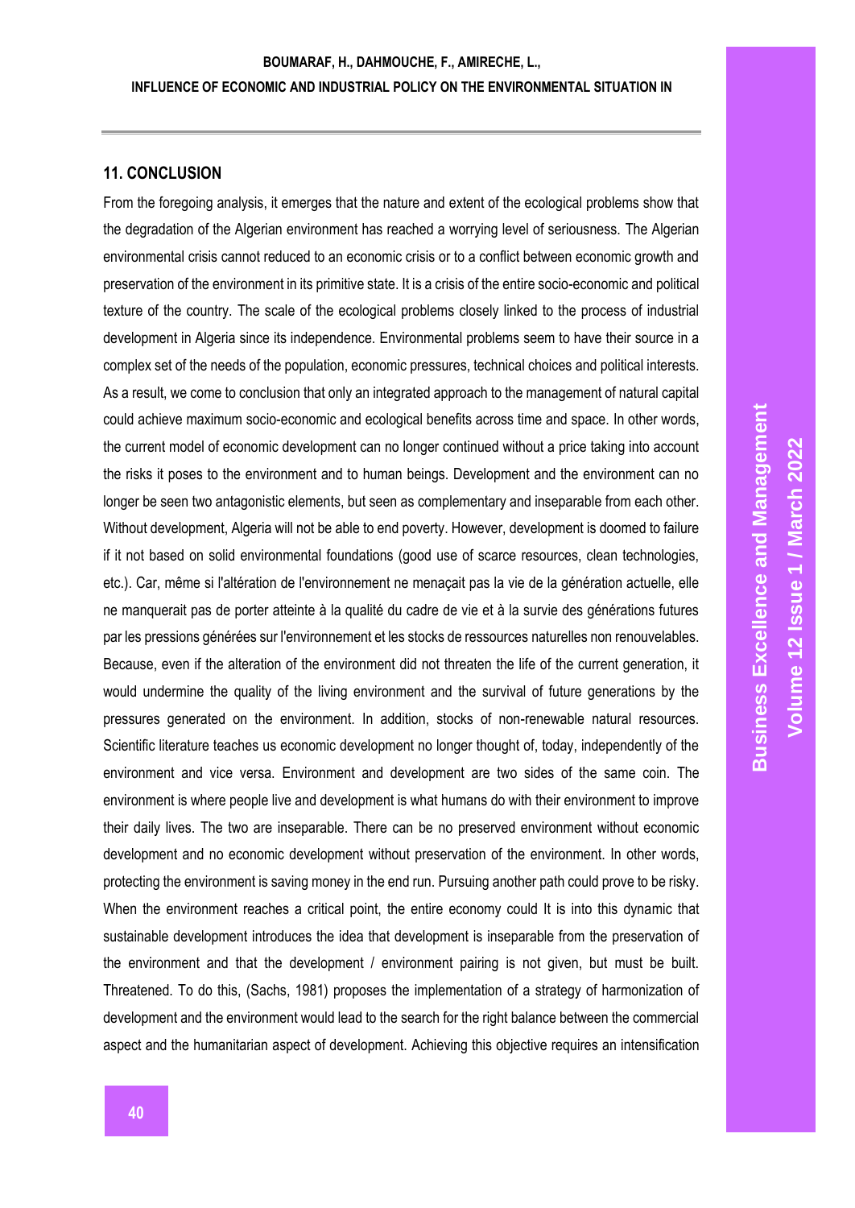## 11. CONCLUSION

From the foregoing analysis, it emerges that the nature and extent of the ecological problems show that the degradation of the Algerian environment has reached a worrying level of seriousness. The Algerian environmental crisis cannot reduced to an economic crisis or to a conflict between economic growth and preservation of the environment in its primitive state. It is a crisis of the entire socio-economic and political texture of the country. The scale of the ecological problems closely linked to the process of industrial development in Algeria since its independence. Environmental problems seem to have their source in a complex set of the needs of the population, economic pressures, technical choices and political interests. As a result, we come to conclusion that only an integrated approach to the management of natural capital could achieve maximum socio-economic and ecological benefits across time and space. In other words, the current model of economic development can no longer continued without a price taking into account the risks it poses to the environment and to human beings. Development and the environment can no longer be seen two antagonistic elements, but seen as complementary and inseparable from each other. Without development, Algeria will not be able to end poverty. However, development is doomed to failure if it not based on solid environmental foundations (good use of scarce resources, clean technologies, etc.). Car, même si l'altération de l'environnement ne menaçait pas la vie de la génération actuelle, elle ne manquerait pas de porter atteinte à la qualité du cadre de vie et à la survie des générations futures par les pressions générées sur l'environnement et les stocks de ressources naturelles non renouvelables. Because, even if the alteration of the environment did not threaten the life of the current generation, it would undermine the quality of the living environment and the survival of future generations by the pressures generated on the environment. In addition, stocks of non-renewable natural resources. Scientific literature teaches us economic development no longer thought of, today, independently of the environment and vice versa. Environment and development are two sides of the same coin. The environment is where people live and development is what humans do with their environment to improve their daily lives. The two are inseparable. There can be no preserved environment without economic development and no economic development without preservation of the environment. In other words, protecting the environment is saving money in the end run. Pursuing another path could prove to be risky. When the environment reaches a critical point, the entire economy could It is into this dynamic that sustainable development introduces the idea that development is inseparable from the preservation of the environment and that the development / environment pairing is not given, but must be built. Threatened. To do this, (Sachs, 1981) proposes the implementation of a strategy of harmonization of development and the environment would lead to the search for the right balance between the commercial aspect and the humanitarian aspect of development. Achieving this objective requires an intensification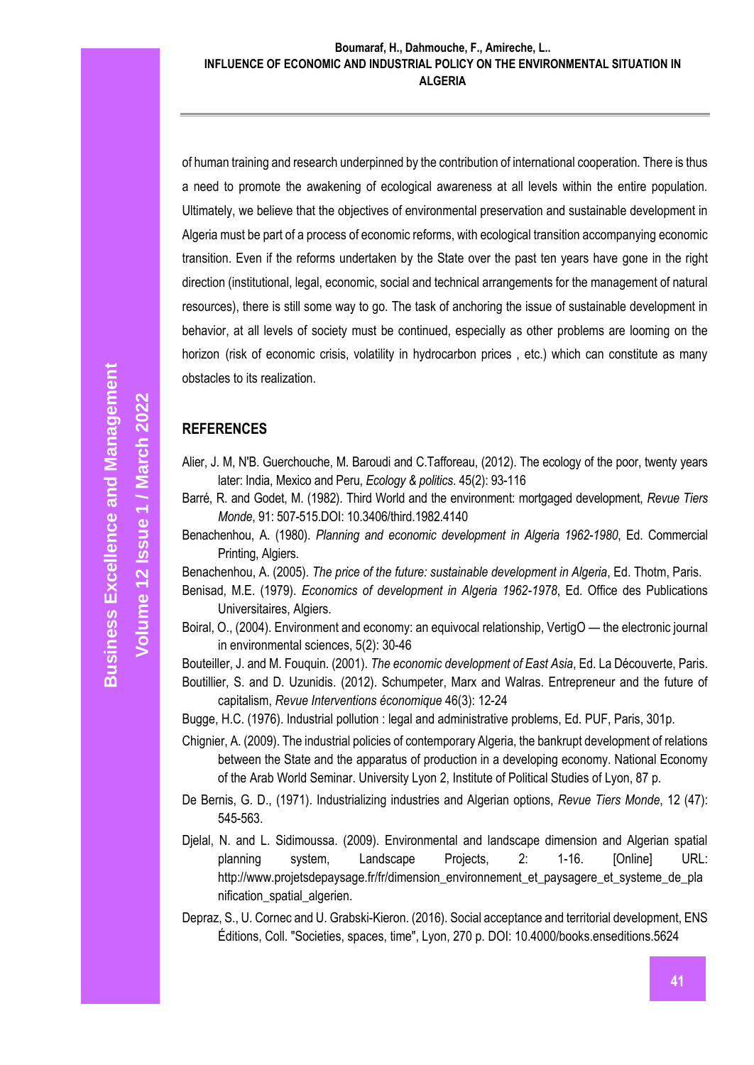of human training and research underpinned by the contribution of international cooperation. There is thus a need to promote the awakening of ecological awareness at all levels within the entire population. Ultimately, we believe that the objectives of environmental preservation and sustainable development in Algeria must be part of a process of economic reforms, with ecological transition accompanying economic transition. Even if the reforms undertaken by the State over the past ten years have gone in the right direction (institutional, legal, economic, social and technical arrangements for the management of natural resources), there is still some way to go. The task of anchoring the issue of sustainable development in behavior, at all levels of society must be continued, especially as other problems are looming on the horizon (risk of economic crisis, volatility in hydrocarbon prices , etc.) which can constitute as many obstacles to its realization.

## REFERENCES

Alier, J. M, N'B. Guerchouche, M. Baroudi and C.Tafforeau, (2012). The ecology of the poor, twenty years later: India, Mexico and Peru, *Ecology & politics*. 45(2): 93-116

Barré, R. and Godet, M. (1982). Third World and the environment: mortgaged development, *Revue Tiers Monde*, 91: 507-515.DOI: 10.3406/third.1982.4140

Benachenhou, A. (1980). *Planning and economic development in Algeria 1962-1980*, Ed. Commercial Printing, Algiers.

Benachenhou, A. (2005). *The price of the future: sustainable development in Algeria*, Ed. Thotm, Paris.

Benisad, M.E. (1979). *Economics of development in Algeria 1962-1978*, Ed. Office des Publications Universitaires, Algiers.

Boiral, O., (2004). Environment and economy: an equivocal relationship, VertigO — the electronic journal in environmental sciences, 5(2): 30-46

Bouteiller, J. and M. Fouquin. (2001). *The economic development of East Asia*, Ed. La Découverte, Paris.

Boutillier, S. and D. Uzunidis. (2012). Schumpeter, Marx and Walras. Entrepreneur and the future of capitalism, *Revue Interventions économique* 46(3): 12-24

Bugge, H.C. (1976). Industrial pollution : legal and administrative problems, Ed. PUF, Paris, 301p.

Chignier, A. (2009). The industrial policies of contemporary Algeria, the bankrupt development of relations between the State and the apparatus of production in a developing economy. National Economy of the Arab World Seminar. University Lyon 2, Institute of Political Studies of Lyon, 87 p.

De Bernis, G. D., (1971). Industrializing industries and Algerian options, *Revue Tiers Monde*, 12 (47): 545-563.

Djelal, N. and L. Sidimoussa. (2009). Environmental and landscape dimension and Algerian spatial planning system, Landscape Projects, 2: 1-16. [Online] URL: http://www.projetsdepaysage.fr/fr/dimension_environnement_et_paysagere_et_systeme_de_planification_spatial_algerien.

Depraz, S., U. Cornec and U. Grabski-Kieron. (2016). Social acceptance and territorial development, ENS Éditions, Coll. "Societies, spaces, time", Lyon, 270 p. DOI: 10.4000/books.enseditions.5624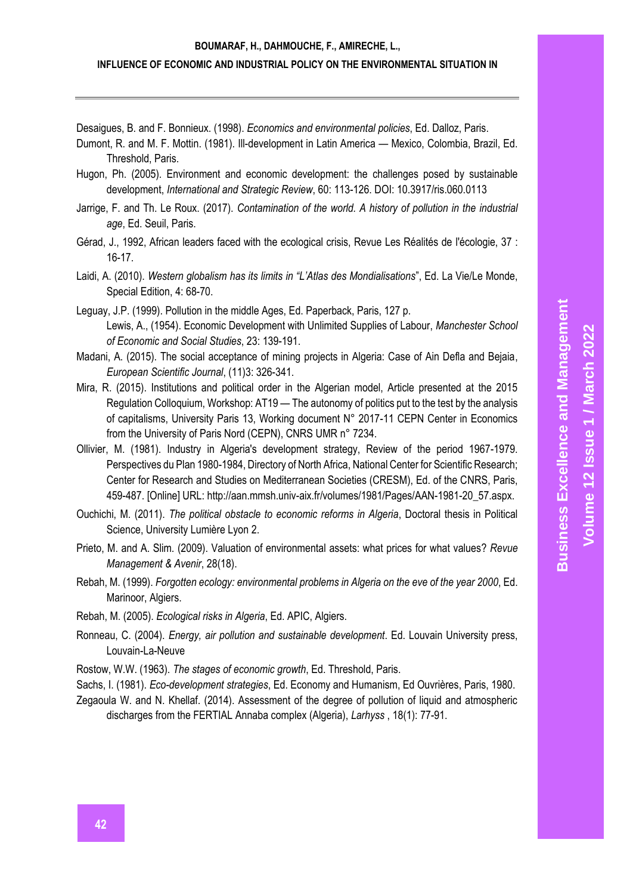Desaigues, B. and F. Bonnieux. (1998). *Economics and environmental policies*, Ed. Dalloz, Paris.

Dumont, R. and M. F. Mottin. (1981). Ill-development in Latin America — Mexico, Colombia, Brazil, Ed. Threshold, Paris.

Hugon, Ph. (2005). Environment and economic development: the challenges posed by sustainable development, *International and Strategic Review*, 60: 113-126. DOI: 10.3917/ris.060.0113

Jarrige, F. and Th. Le Roux. (2017). *Contamination of the world. A history of pollution in the industrial age*, Ed. Seuil, Paris.

Gérad, J., 1992, African leaders faced with the ecological crisis, Revue Les Réalités de l'écologie, 37 : 16-17.

Laidi, A. (2010). *Western globalism has its limits in "L'Atlas des Mondialisations*", Ed. La Vie/Le Monde, Special Edition, 4: 68-70.

Leguay, J.P. (1999). Pollution in the middle Ages, Ed. Paperback, Paris, 127 p.

Lewis, A., (1954). Economic Development with Unlimited Supplies of Labour, *Manchester School of Economic and Social Studies*, 23: 139-191.

Madani, A. (2015). The social acceptance of mining projects in Algeria: Case of Ain Defla and Bejaia, *European Scientific Journal*, (11)3: 326-341.

Mira, R. (2015). Institutions and political order in the Algerian model, Article presented at the 2015 Regulation Colloquium, Workshop: AT19 — The autonomy of politics put to the test by the analysis of capitalisms, University Paris 13, Working document N° 2017-11 CEPN Center in Economics from the University of Paris Nord (CEPN), CNRS UMR n° 7234.

Ollivier, M. (1981). Industry in Algeria's development strategy, Review of the period 1967-1979. Perspectives du Plan 1980-1984, Directory of North Africa, National Center for Scientific Research; Center for Research and Studies on Mediterranean Societies (CRESM), Ed. of the CNRS, Paris, 459-487. [Online] URL: http://aan.mmsh.univ-aix.fr/volumes/1981/Pages/AAN-1981-20_57.aspx.

Ouchichi, M. (2011). *The political obstacle to economic reforms in Algeria*, Doctoral thesis in Political Science, University Lumière Lyon 2.

Prieto, M. and A. Slim. (2009). Valuation of environmental assets: what prices for what values? *Revue Management & Avenir*, 28(18).

Rebah, M. (1999). *Forgotten ecology: environmental problems in Algeria on the eve of the year 2000*, Ed. Marinoor, Algiers.

Rebah, M. (2005). *Ecological risks in Algeria*, Ed. APIC, Algiers.

Ronneau, C. (2004). *Energy, air pollution and sustainable development*. Ed. Louvain University press, Louvain-La-Neuve

Rostow, W.W. (1963). *The stages of economic growth*, Ed. Threshold, Paris.

Sachs, I. (1981). *Eco-development strategies*, Ed. Economy and Humanism, Ed Ouvrières, Paris, 1980.

Zegaoula W. and N. Khellaf. (2014). Assessment of the degree of pollution of liquid and atmospheric discharges from the FERTIAL Annaba complex (Algeria), *Larhyss* , 18(1): 77-91.